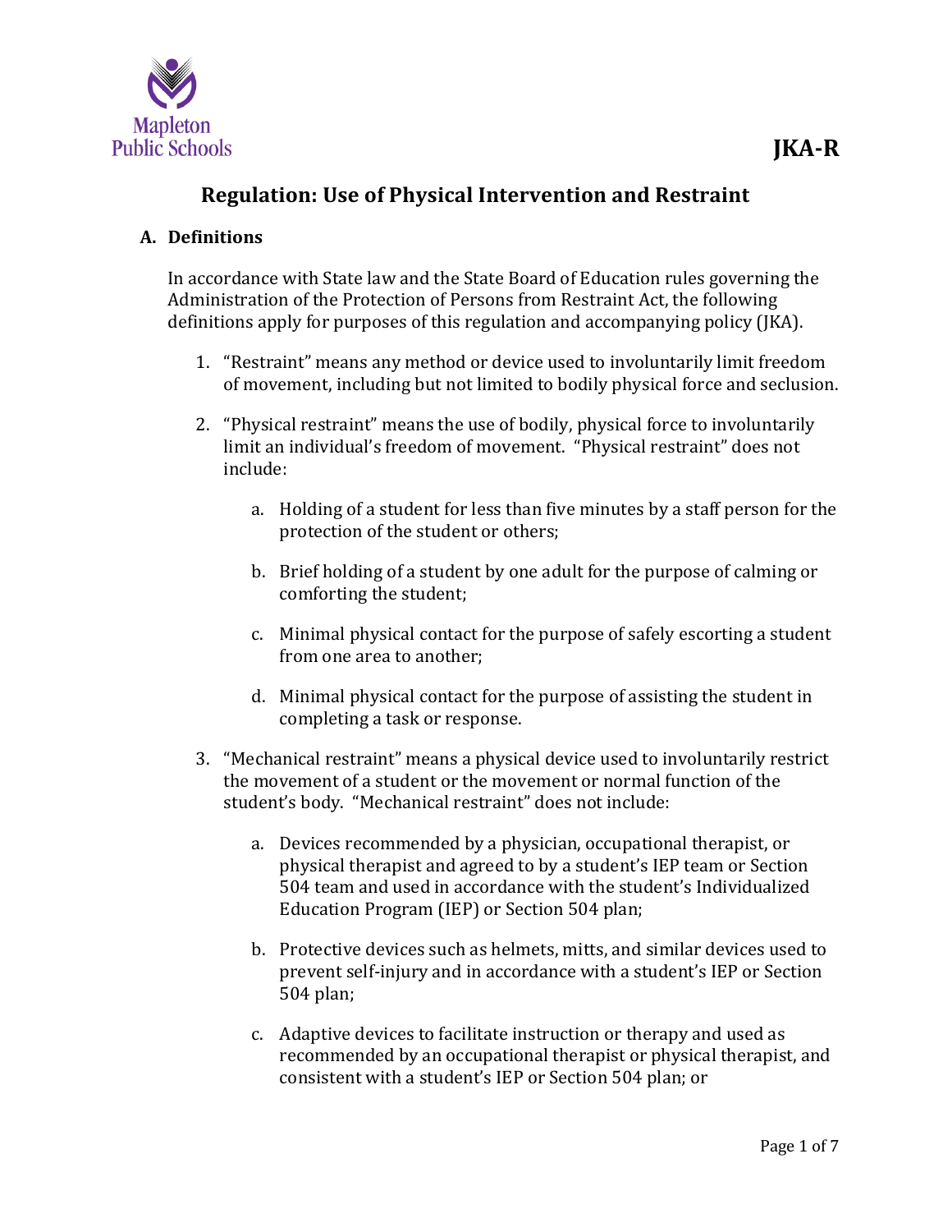Mapleton Public Schools

# JKA-R

## Regulation: Use of Physical Intervention and Restraint

### A. Definitions

In accordance with State law and the State Board of Education rules governing the Administration of the Protection of Persons from Restraint Act, the following definitions apply for purposes of this regulation and accompanying policy (JKA).

1. "Restraint" means any method or device used to involuntarily limit freedom of movement, including but not limited to bodily physical force and seclusion.

2. "Physical restraint" means the use of bodily, physical force to involuntarily limit an individual's freedom of movement. "Physical restraint" does not include:

    a. Holding of a student for less than five minutes by a staff person for the protection of the student or others;

    b. Brief holding of a student by one adult for the purpose of calming or comforting the student;

    c. Minimal physical contact for the purpose of safely escorting a student from one area to another;

    d. Minimal physical contact for the purpose of assisting the student in completing a task or response.

3. "Mechanical restraint" means a physical device used to involuntarily restrict the movement of a student or the movement or normal function of the student's body. "Mechanical restraint" does not include:

    a. Devices recommended by a physician, occupational therapist, or physical therapist and agreed to by a student's IEP team or Section 504 team and used in accordance with the student's Individualized Education Program (IEP) or Section 504 plan;

    b. Protective devices such as helmets, mitts, and similar devices used to prevent self-injury and in accordance with a student's IEP or Section 504 plan;

    c. Adaptive devices to facilitate instruction or therapy and used as recommended by an occupational therapist or physical therapist, and consistent with a student's IEP or Section 504 plan; or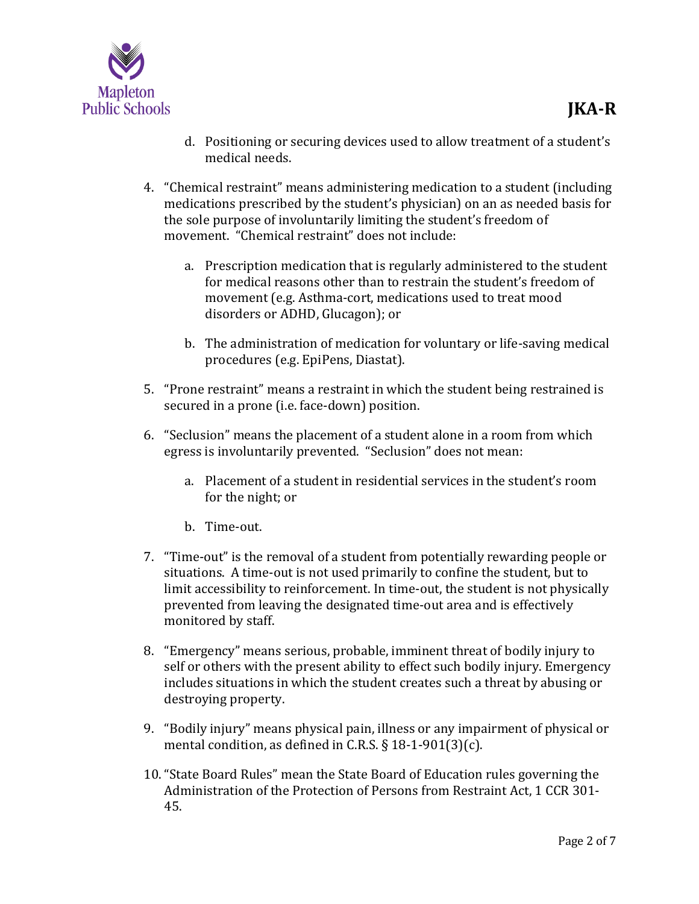d. Positioning or securing devices used to allow treatment of a student's medical needs.

4. "Chemical restraint" means administering medication to a student (including medications prescribed by the student's physician) on an as needed basis for the sole purpose of involuntarily limiting the student's freedom of movement. "Chemical restraint" does not include:

   a. Prescription medication that is regularly administered to the student for medical reasons other than to restrain the student's freedom of movement (e.g. Asthma-cort, medications used to treat mood disorders or ADHD, Glucagon); or

   b. The administration of medication for voluntary or life-saving medical procedures (e.g. EpiPens, Diastat).

5. "Prone restraint" means a restraint in which the student being restrained is secured in a prone (i.e. face-down) position.

6. "Seclusion" means the placement of a student alone in a room from which egress is involuntarily prevented. "Seclusion" does not mean:

   a. Placement of a student in residential services in the student's room for the night; or

   b. Time-out.

7. "Time-out" is the removal of a student from potentially rewarding people or situations. A time-out is not used primarily to confine the student, but to limit accessibility to reinforcement. In time-out, the student is not physically prevented from leaving the designated time-out area and is effectively monitored by staff.

8. "Emergency" means serious, probable, imminent threat of bodily injury to self or others with the present ability to effect such bodily injury. Emergency includes situations in which the student creates such a threat by abusing or destroying property.

9. "Bodily injury" means physical pain, illness or any impairment of physical or mental condition, as defined in C.R.S. § 18-1-901(3)(c).

10. "State Board Rules" mean the State Board of Education rules governing the Administration of the Protection of Persons from Restraint Act, 1 CCR 301-45.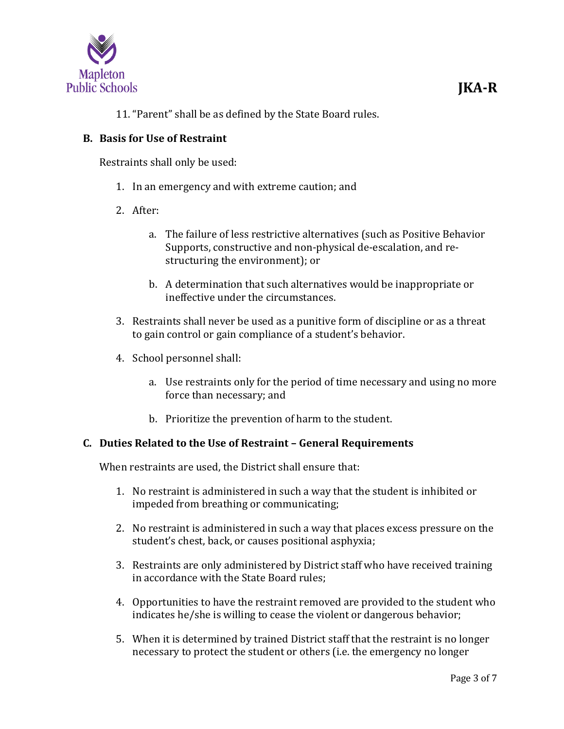11. “Parent” shall be as defined by the State Board rules.

### B. Basis for Use of Restraint

Restraints shall only be used:

1. In an emergency and with extreme caution; and
2. After:
   a. The failure of less restrictive alternatives (such as Positive Behavior Supports, constructive and non-physical de-escalation, and re-structuring the environment); or
   b. A determination that such alternatives would be inappropriate or ineffective under the circumstances.
3. Restraints shall never be used as a punitive form of discipline or as a threat to gain control or gain compliance of a student’s behavior.
4. School personnel shall:
   a. Use restraints only for the period of time necessary and using no more force than necessary; and
   b. Prioritize the prevention of harm to the student.

### C. Duties Related to the Use of Restraint – General Requirements

When restraints are used, the District shall ensure that:

1. No restraint is administered in such a way that the student is inhibited or impeded from breathing or communicating;
2. No restraint is administered in such a way that places excess pressure on the student’s chest, back, or causes positional asphyxia;
3. Restraints are only administered by District staff who have received training in accordance with the State Board rules;
4. Opportunities to have the restraint removed are provided to the student who indicates he/she is willing to cease the violent or dangerous behavior;
5. When it is determined by trained District staff that the restraint is no longer necessary to protect the student or others (i.e. the emergency no longer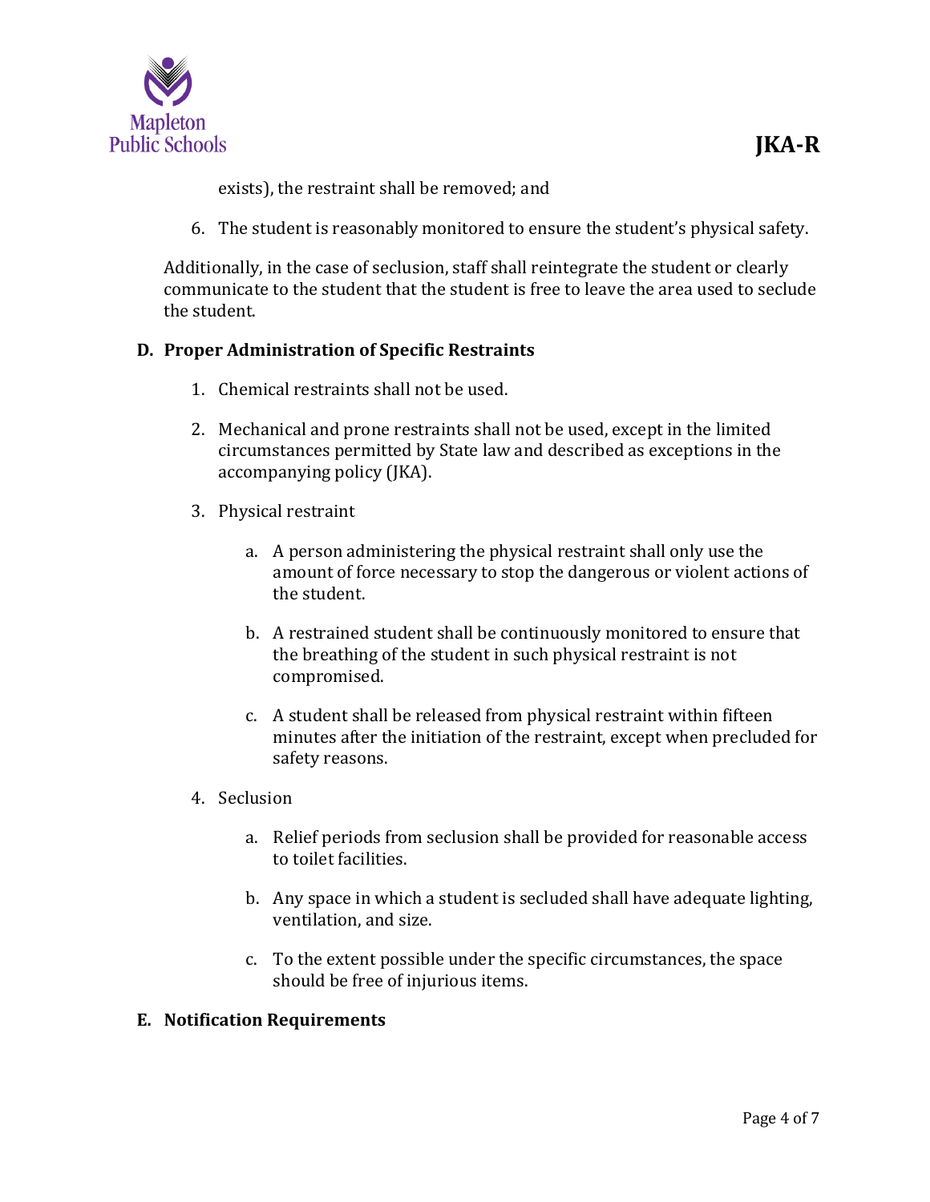exists), the restraint shall be removed; and

6. The student is reasonably monitored to ensure the student's physical safety.

Additionally, in the case of seclusion, staff shall reintegrate the student or clearly communicate to the student that the student is free to leave the area used to seclude the student.

**D. Proper Administration of Specific Restraints**

1. Chemical restraints shall not be used.

2. Mechanical and prone restraints shall not be used, except in the limited circumstances permitted by State law and described as exceptions in the accompanying policy (JKA).

3. Physical restraint

   a. A person administering the physical restraint shall only use the amount of force necessary to stop the dangerous or violent actions of the student.

   b. A restrained student shall be continuously monitored to ensure that the breathing of the student in such physical restraint is not compromised.

   c. A student shall be released from physical restraint within fifteen minutes after the initiation of the restraint, except when precluded for safety reasons.

4. Seclusion

   a. Relief periods from seclusion shall be provided for reasonable access to toilet facilities.

   b. Any space in which a student is secluded shall have adequate lighting, ventilation, and size.

   c. To the extent possible under the specific circumstances, the space should be free of injurious items.

**E. Notification Requirements**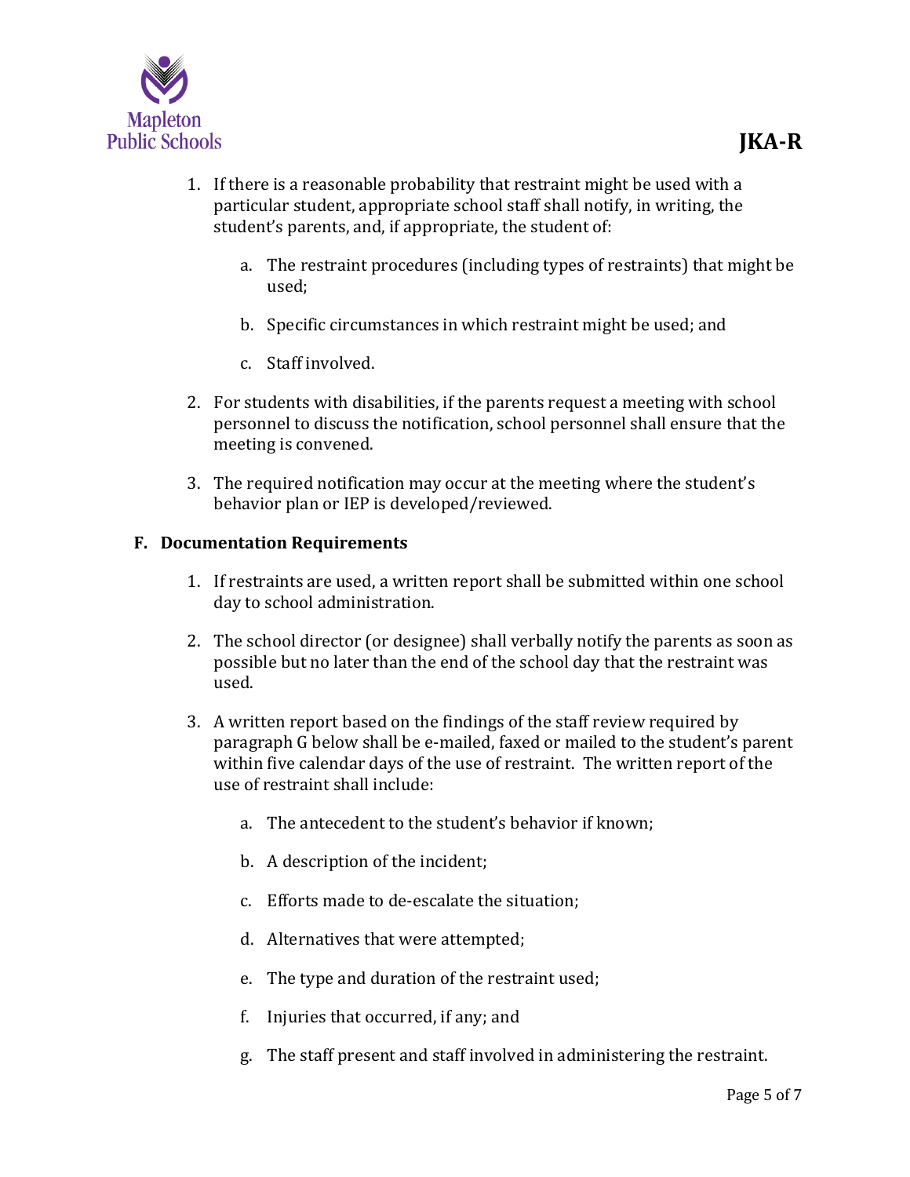1. If there is a reasonable probability that restraint might be used with a particular student, appropriate school staff shall notify, in writing, the student's parents, and, if appropriate, the student of:

    a. The restraint procedures (including types of restraints) that might be used;

    b. Specific circumstances in which restraint might be used; and

    c. Staff involved.

2. For students with disabilities, if the parents request a meeting with school personnel to discuss the notification, school personnel shall ensure that the meeting is convened.

3. The required notification may occur at the meeting where the student's behavior plan or IEP is developed/reviewed.

### F. Documentation Requirements

1. If restraints are used, a written report shall be submitted within one school day to school administration.

2. The school director (or designee) shall verbally notify the parents as soon as possible but no later than the end of the school day that the restraint was used.

3. A written report based on the findings of the staff review required by paragraph G below shall be e-mailed, faxed or mailed to the student's parent within five calendar days of the use of restraint. The written report of the use of restraint shall include:

    a. The antecedent to the student's behavior if known;

    b. A description of the incident;

    c. Efforts made to de-escalate the situation;

    d. Alternatives that were attempted;

    e. The type and duration of the restraint used;

    f. Injuries that occurred, if any; and

    g. The staff present and staff involved in administering the restraint.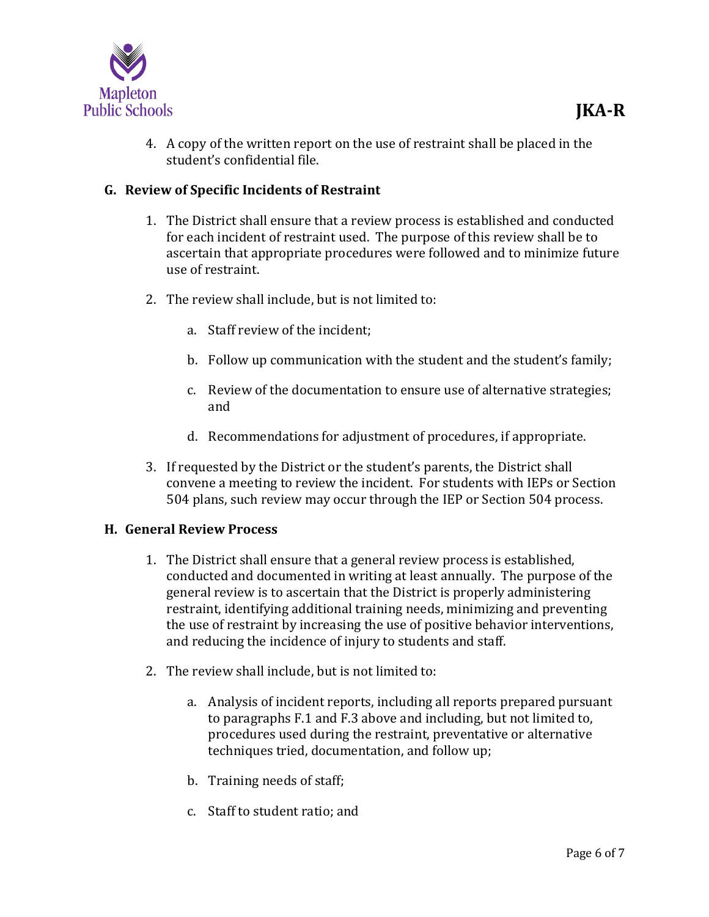4. A copy of the written report on the use of restraint shall be placed in the student's confidential file.

### G. Review of Specific Incidents of Restraint

1. The District shall ensure that a review process is established and conducted for each incident of restraint used. The purpose of this review shall be to ascertain that appropriate procedures were followed and to minimize future use of restraint.

2. The review shall include, but is not limited to:

   a. Staff review of the incident;

   b. Follow up communication with the student and the student's family;

   c. Review of the documentation to ensure use of alternative strategies; and

   d. Recommendations for adjustment of procedures, if appropriate.

3. If requested by the District or the student's parents, the District shall convene a meeting to review the incident. For students with IEPs or Section 504 plans, such review may occur through the IEP or Section 504 process.

### H. General Review Process

1. The District shall ensure that a general review process is established, conducted and documented in writing at least annually. The purpose of the general review is to ascertain that the District is properly administering restraint, identifying additional training needs, minimizing and preventing the use of restraint by increasing the use of positive behavior interventions, and reducing the incidence of injury to students and staff.

2. The review shall include, but is not limited to:

   a. Analysis of incident reports, including all reports prepared pursuant to paragraphs F.1 and F.3 above and including, but not limited to, procedures used during the restraint, preventative or alternative techniques tried, documentation, and follow up;

   b. Training needs of staff;

   c. Staff to student ratio; and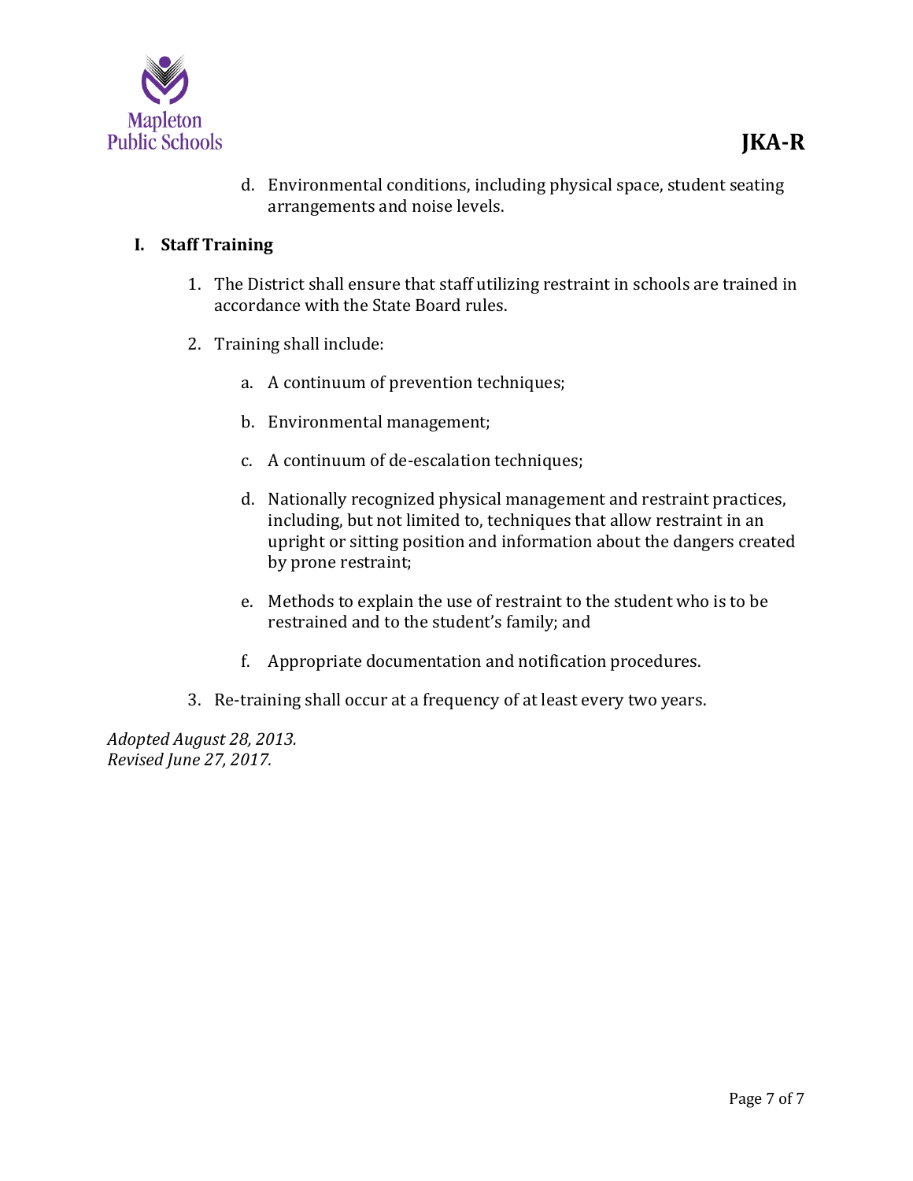d. Environmental conditions, including physical space, student seating arrangements and noise levels.

## I. Staff Training

1. The District shall ensure that staff utilizing restraint in schools are trained in accordance with the State Board rules.

2. Training shall include:

   a. A continuum of prevention techniques;

   b. Environmental management;

   c. A continuum of de-escalation techniques;

   d. Nationally recognized physical management and restraint practices, including, but not limited to, techniques that allow restraint in an upright or sitting position and information about the dangers created by prone restraint;

   e. Methods to explain the use of restraint to the student who is to be restrained and to the student's family; and

   f. Appropriate documentation and notification procedures.

3. Re-training shall occur at a frequency of at least every two years.

*Adopted August 28, 2013.*
*Revised June 27, 2017.*